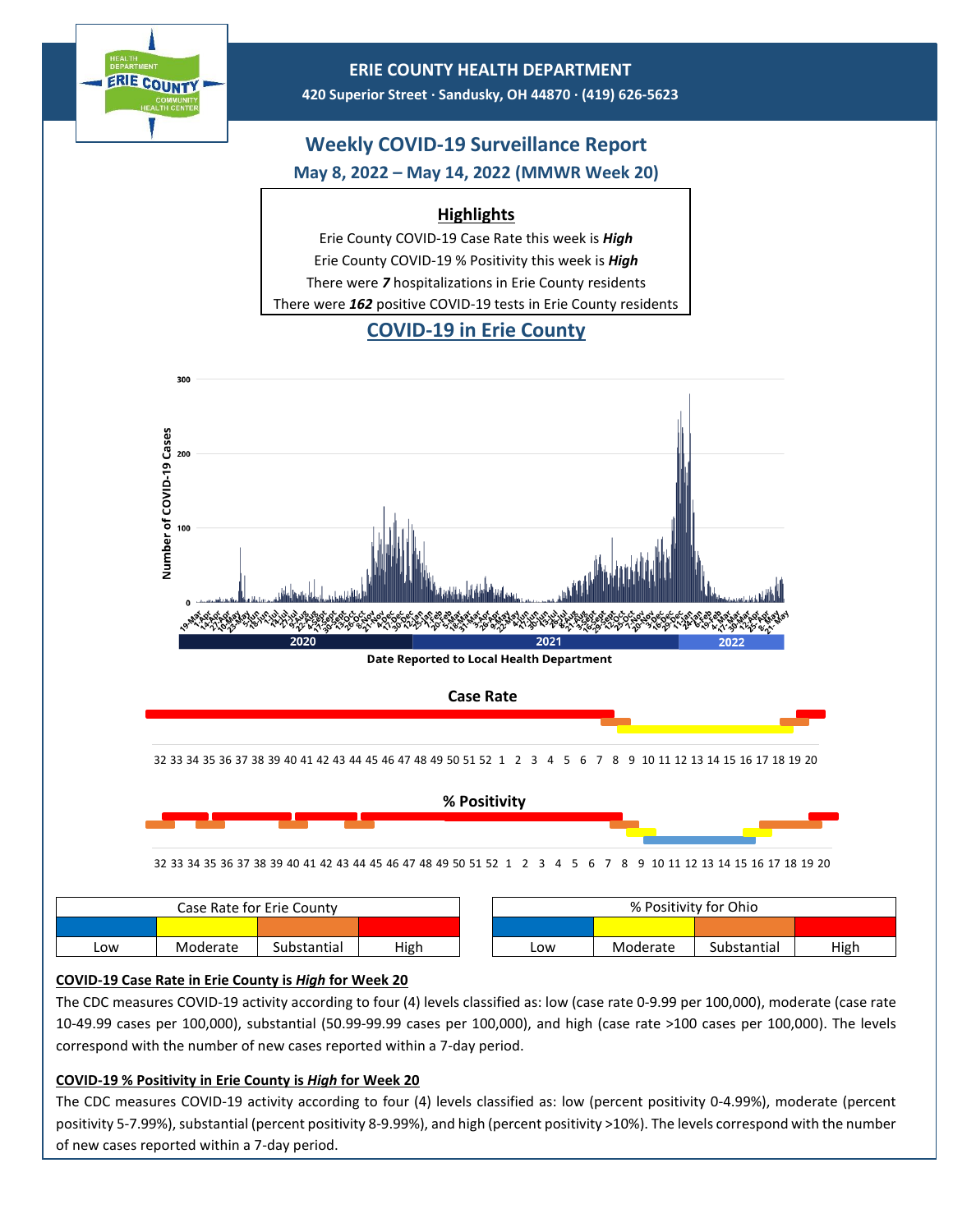# ERIE COUNTY HEALTH DEPARTMENT

**420 Superior Street · Sandusky, OH 44870 · (419) 626-5623**

## Weekly COVID-19 Surveillance Report

### May 8, 2022 – May 14, 2022 (MMWR Week 20)

**Highlights**

Erie County COVID-19 Case Rate this week is ***High***

Erie County COVID-19 % Positivity this week is ***High***

There were ***7*** hospitalizations in Erie County residents

There were ***162*** positive COVID-19 tests in Erie County residents

## COVID-19 in Erie County

Number of COVID-19 Cases

Date Reported to Local Health Department

2020 | 2021 | 2022

**Case Rate**

32 33 34 35 36 37 38 39 40 41 42 43 44 45 46 47 48 49 50 51 52 1 2 3 4 5 6 7 8 9 10 11 12 13 14 15 16 17 18 19 20

**% Positivity**

32 33 34 35 36 37 38 39 40 41 42 43 44 45 46 47 48 49 50 51 52 1 2 3 4 5 6 7 8 9 10 11 12 13 14 15 16 17 18 19 20

| Case Rate for Erie County | | | |
|---|---|---|---|
| Low | Moderate | Substantial | High |

| % Positivity for Ohio | | | |
|---|---|---|---|
| Low | Moderate | Substantial | High |

**COVID-19 Case Rate in Erie County is *High* for Week 20**

The CDC measures COVID-19 activity according to four (4) levels classified as: low (case rate 0-9.99 per 100,000), moderate (case rate 10-49.99 cases per 100,000), substantial (50.99-99.99 cases per 100,000), and high (case rate >100 cases per 100,000). The levels correspond with the number of new cases reported within a 7-day period.

**COVID-19 % Positivity in Erie County is *High* for Week 20**

The CDC measures COVID-19 activity according to four (4) levels classified as: low (percent positivity 0-4.99%), moderate (percent positivity 5-7.99%), substantial (percent positivity 8-9.99%), and high (percent positivity >10%). The levels correspond with the number of new cases reported within a 7-day period.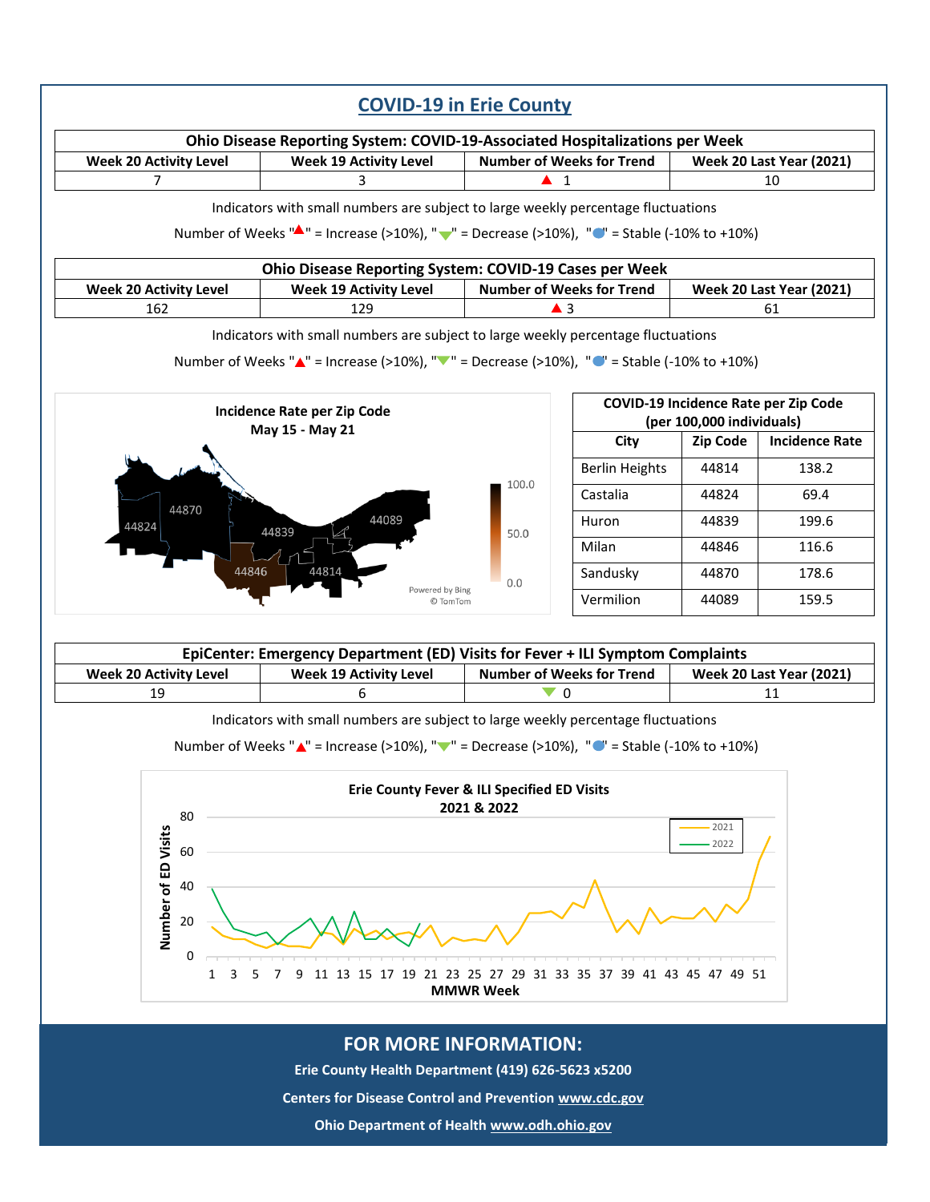# COVID-19 in Erie County

| Ohio Disease Reporting System: COVID-19-Associated Hospitalizations per Week | | | |
|---|---|---|---|
| **Week 20 Activity Level** | **Week 19 Activity Level** | **Number of Weeks for Trend** | **Week 20 Last Year (2021)** |
| 7 | 3 | ▲ 1 | 10 |

Indicators with small numbers are subject to large weekly percentage fluctuations

Number of Weeks "▲" = Increase (>10%), "▼" = Decrease (>10%), "●" = Stable (-10% to +10%)

| Ohio Disease Reporting System: COVID-19 Cases per Week | | | |
|---|---|---|---|
| **Week 20 Activity Level** | **Week 19 Activity Level** | **Number of Weeks for Trend** | **Week 20 Last Year (2021)** |
| 162 | 129 | ▲ 3 | 61 |

Indicators with small numbers are subject to large weekly percentage fluctuations

Number of Weeks "▲" = Increase (>10%), "▼" = Decrease (>10%), "●" = Stable (-10% to +10%)

**Incidence Rate per Zip Code**
**May 15 - May 21**

44870
44824
44839
44089
44846
44814
100.0
50.0
0.0
Powered by Bing
© TomTom

| COVID-19 Incidence Rate per Zip Code (per 100,000 individuals) | | |
|---|---|---|
| **City** | **Zip Code** | **Incidence Rate** |
| Berlin Heights | 44814 | 138.2 |
| Castalia | 44824 | 69.4 |
| Huron | 44839 | 199.6 |
| Milan | 44846 | 116.6 |
| Sandusky | 44870 | 178.6 |
| Vermilion | 44089 | 159.5 |

| EpiCenter: Emergency Department (ED) Visits for Fever + ILI Symptom Complaints | | | |
|---|---|---|---|
| **Week 20 Activity Level** | **Week 19 Activity Level** | **Number of Weeks for Trend** | **Week 20 Last Year (2021)** |
| 19 | 6 | ▼ 0 | 11 |

Indicators with small numbers are subject to large weekly percentage fluctuations

Number of Weeks "▲" = Increase (>10%), "▼" = Decrease (>10%), "●" = Stable (-10% to +10%)

**Erie County Fever & ILI Specified ED Visits**
**2021 & 2022**

Number of ED Visits
0
20
40
60
80
MMWR Week
1 3 5 7 9 11 13 15 17 19 21 23 25 27 29 31 33 35 37 39 41 43 45 47 49 51
2021
2022

## FOR MORE INFORMATION:

**Erie County Health Department (419) 626-5623 x5200**

**Centers for Disease Control and Prevention www.cdc.gov**

**Ohio Department of Health www.odh.ohio.gov**